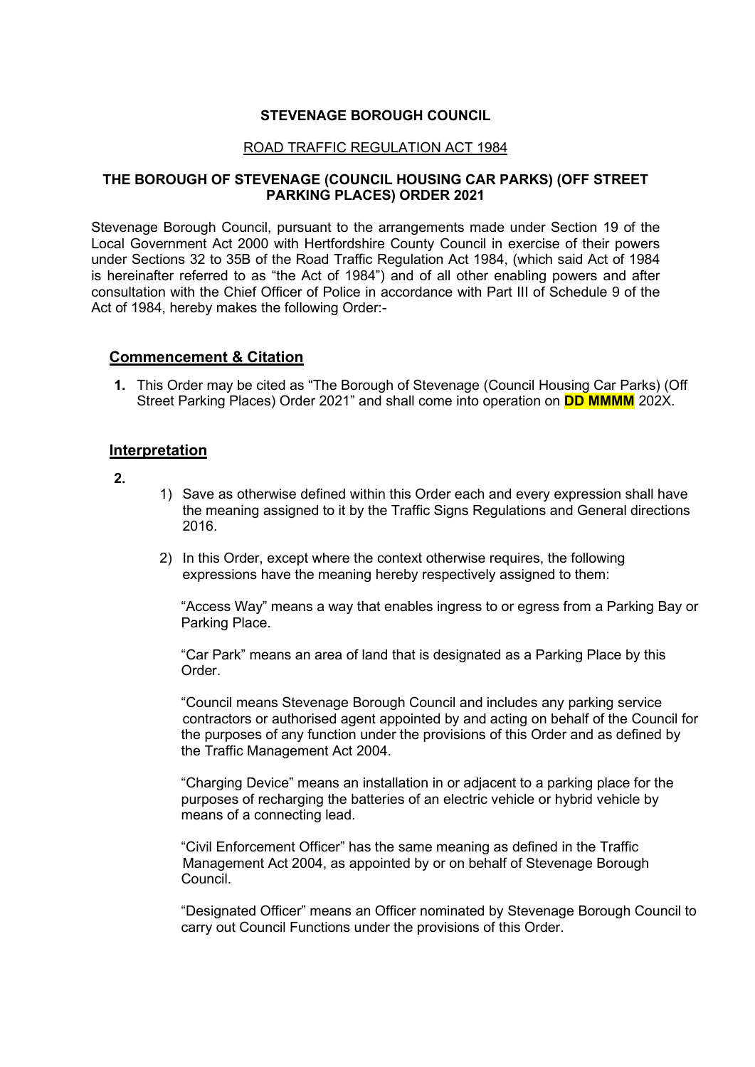**STEVENAGE BOROUGH COUNCIL**

ROAD TRAFFIC REGULATION ACT 1984

**THE BOROUGH OF STEVENAGE (COUNCIL HOUSING CAR PARKS) (OFF STREET PARKING PLACES) ORDER 2021**

Stevenage Borough Council, pursuant to the arrangements made under Section 19 of the Local Government Act 2000 with Hertfordshire County Council in exercise of their powers under Sections 32 to 35B of the Road Traffic Regulation Act 1984, (which said Act of 1984 is hereinafter referred to as "the Act of 1984") and of all other enabling powers and after consultation with the Chief Officer of Police in accordance with Part III of Schedule 9 of the Act of 1984, hereby makes the following Order:-

## Commencement & Citation

**1.** This Order may be cited as "The Borough of Stevenage (Council Housing Car Parks) (Off Street Parking Places) Order 2021" and shall come into operation on **DD MMMM** 202X.

## Interpretation

**2.**

1) Save as otherwise defined within this Order each and every expression shall have the meaning assigned to it by the Traffic Signs Regulations and General directions 2016.

2) In this Order, except where the context otherwise requires, the following expressions have the meaning hereby respectively assigned to them:

   "Access Way" means a way that enables ingress to or egress from a Parking Bay or Parking Place.

   "Car Park" means an area of land that is designated as a Parking Place by this Order.

   "Council means Stevenage Borough Council and includes any parking service contractors or authorised agent appointed by and acting on behalf of the Council for the purposes of any function under the provisions of this Order and as defined by the Traffic Management Act 2004.

   "Charging Device" means an installation in or adjacent to a parking place for the purposes of recharging the batteries of an electric vehicle or hybrid vehicle by means of a connecting lead.

   "Civil Enforcement Officer" has the same meaning as defined in the Traffic Management Act 2004, as appointed by or on behalf of Stevenage Borough Council.

   "Designated Officer" means an Officer nominated by Stevenage Borough Council to carry out Council Functions under the provisions of this Order.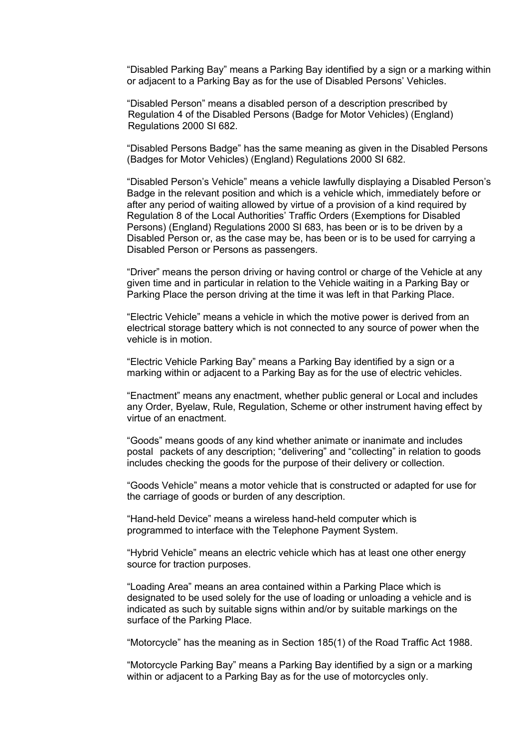"Disabled Parking Bay" means a Parking Bay identified by a sign or a marking within or adjacent to a Parking Bay as for the use of Disabled Persons' Vehicles.

"Disabled Person" means a disabled person of a description prescribed by Regulation 4 of the Disabled Persons (Badge for Motor Vehicles) (England) Regulations 2000 SI 682.

"Disabled Persons Badge" has the same meaning as given in the Disabled Persons (Badges for Motor Vehicles) (England) Regulations 2000 SI 682.

"Disabled Person's Vehicle" means a vehicle lawfully displaying a Disabled Person's Badge in the relevant position and which is a vehicle which, immediately before or after any period of waiting allowed by virtue of a provision of a kind required by Regulation 8 of the Local Authorities' Traffic Orders (Exemptions for Disabled Persons) (England) Regulations 2000 SI 683, has been or is to be driven by a Disabled Person or, as the case may be, has been or is to be used for carrying a Disabled Person or Persons as passengers.

"Driver" means the person driving or having control or charge of the Vehicle at any given time and in particular in relation to the Vehicle waiting in a Parking Bay or Parking Place the person driving at the time it was left in that Parking Place.

"Electric Vehicle" means a vehicle in which the motive power is derived from an electrical storage battery which is not connected to any source of power when the vehicle is in motion.

"Electric Vehicle Parking Bay" means a Parking Bay identified by a sign or a marking within or adjacent to a Parking Bay as for the use of electric vehicles.

"Enactment" means any enactment, whether public general or Local and includes any Order, Byelaw, Rule, Regulation, Scheme or other instrument having effect by virtue of an enactment.

"Goods" means goods of any kind whether animate or inanimate and includes postal packets of any description; "delivering" and "collecting" in relation to goods includes checking the goods for the purpose of their delivery or collection.

"Goods Vehicle" means a motor vehicle that is constructed or adapted for use for the carriage of goods or burden of any description.

"Hand-held Device" means a wireless hand-held computer which is programmed to interface with the Telephone Payment System.

"Hybrid Vehicle" means an electric vehicle which has at least one other energy source for traction purposes.

"Loading Area" means an area contained within a Parking Place which is designated to be used solely for the use of loading or unloading a vehicle and is indicated as such by suitable signs within and/or by suitable markings on the surface of the Parking Place.

"Motorcycle" has the meaning as in Section 185(1) of the Road Traffic Act 1988.

"Motorcycle Parking Bay" means a Parking Bay identified by a sign or a marking within or adjacent to a Parking Bay as for the use of motorcycles only.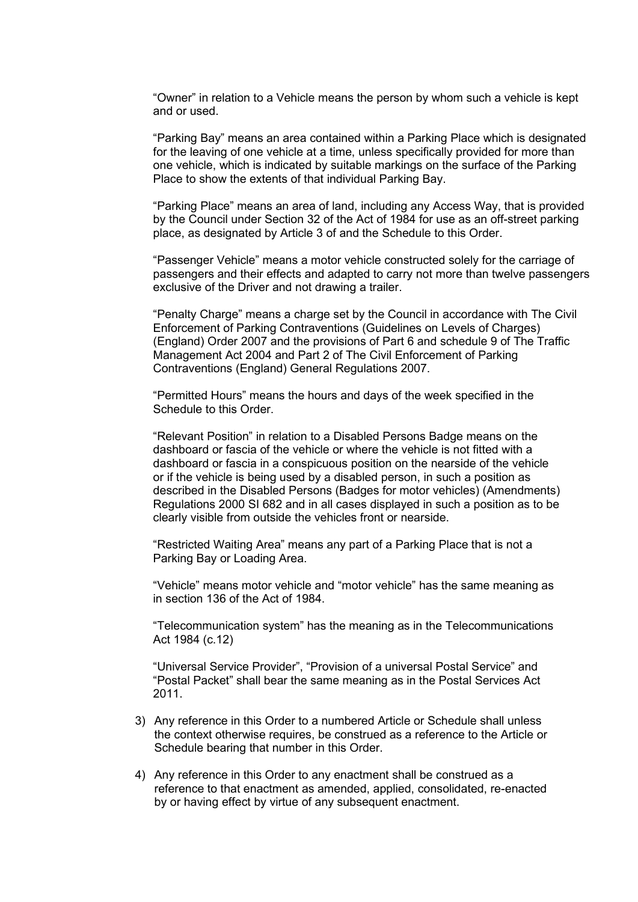"Owner" in relation to a Vehicle means the person by whom such a vehicle is kept and or used.

"Parking Bay" means an area contained within a Parking Place which is designated for the leaving of one vehicle at a time, unless specifically provided for more than one vehicle, which is indicated by suitable markings on the surface of the Parking Place to show the extents of that individual Parking Bay.

"Parking Place" means an area of land, including any Access Way, that is provided by the Council under Section 32 of the Act of 1984 for use as an off-street parking place, as designated by Article 3 of and the Schedule to this Order.

"Passenger Vehicle" means a motor vehicle constructed solely for the carriage of passengers and their effects and adapted to carry not more than twelve passengers exclusive of the Driver and not drawing a trailer.

"Penalty Charge" means a charge set by the Council in accordance with The Civil Enforcement of Parking Contraventions (Guidelines on Levels of Charges) (England) Order 2007 and the provisions of Part 6 and schedule 9 of The Traffic Management Act 2004 and Part 2 of The Civil Enforcement of Parking Contraventions (England) General Regulations 2007.

"Permitted Hours" means the hours and days of the week specified in the Schedule to this Order.

"Relevant Position" in relation to a Disabled Persons Badge means on the dashboard or fascia of the vehicle or where the vehicle is not fitted with a dashboard or fascia in a conspicuous position on the nearside of the vehicle or if the vehicle is being used by a disabled person, in such a position as described in the Disabled Persons (Badges for motor vehicles) (Amendments) Regulations 2000 SI 682 and in all cases displayed in such a position as to be clearly visible from outside the vehicles front or nearside.

"Restricted Waiting Area" means any part of a Parking Place that is not a Parking Bay or Loading Area.

"Vehicle" means motor vehicle and "motor vehicle" has the same meaning as in section 136 of the Act of 1984.

"Telecommunication system" has the meaning as in the Telecommunications Act 1984 (c.12)

"Universal Service Provider", "Provision of a universal Postal Service" and "Postal Packet" shall bear the same meaning as in the Postal Services Act 2011.

3) Any reference in this Order to a numbered Article or Schedule shall unless the context otherwise requires, be construed as a reference to the Article or Schedule bearing that number in this Order.

4) Any reference in this Order to any enactment shall be construed as a reference to that enactment as amended, applied, consolidated, re-enacted by or having effect by virtue of any subsequent enactment.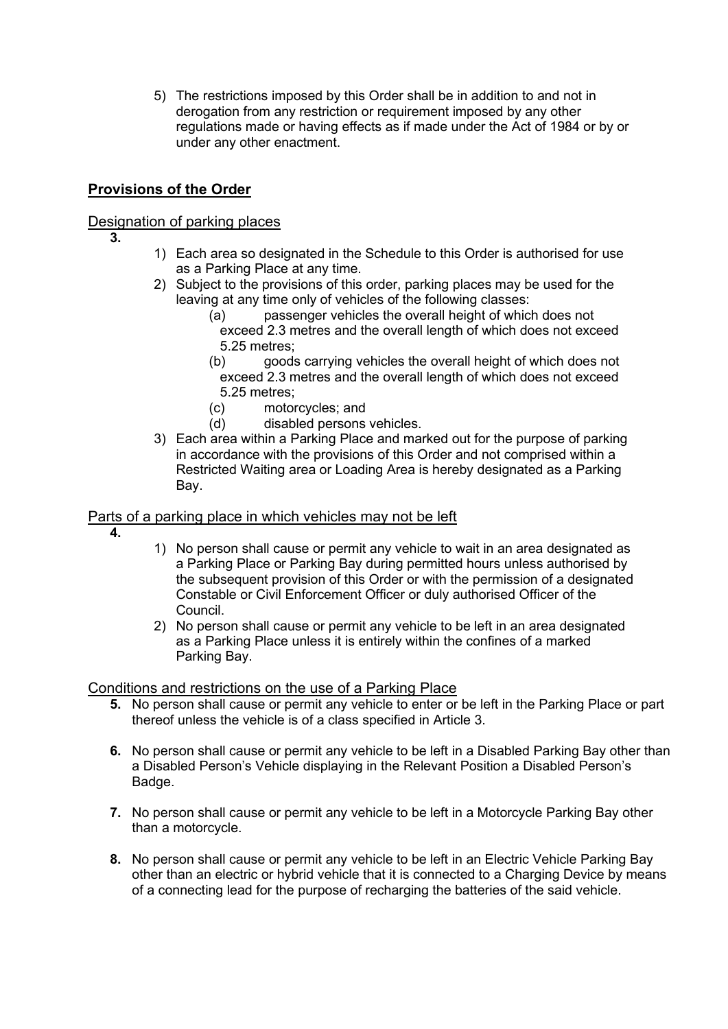5) The restrictions imposed by this Order shall be in addition to and not in derogation from any restriction or requirement imposed by any other regulations made or having effects as if made under the Act of 1984 or by or under any other enactment.

## **Provisions of the Order**

### Designation of parking places

**3.**

1) Each area so designated in the Schedule to this Order is authorised for use as a Parking Place at any time.
2) Subject to the provisions of this order, parking places may be used for the leaving at any time only of vehicles of the following classes:
    (a) passenger vehicles the overall height of which does not exceed 2.3 metres and the overall length of which does not exceed 5.25 metres;
    (b) goods carrying vehicles the overall height of which does not exceed 2.3 metres and the overall length of which does not exceed 5.25 metres;
    (c) motorcycles; and
    (d) disabled persons vehicles.
3) Each area within a Parking Place and marked out for the purpose of parking in accordance with the provisions of this Order and not comprised within a Restricted Waiting area or Loading Area is hereby designated as a Parking Bay.

### Parts of a parking place in which vehicles may not be left

**4.**

1) No person shall cause or permit any vehicle to wait in an area designated as a Parking Place or Parking Bay during permitted hours unless authorised by the subsequent provision of this Order or with the permission of a designated Constable or Civil Enforcement Officer or duly authorised Officer of the Council.
2) No person shall cause or permit any vehicle to be left in an area designated as a Parking Place unless it is entirely within the confines of a marked Parking Bay.

### Conditions and restrictions on the use of a Parking Place

**5.** No person shall cause or permit any vehicle to enter or be left in the Parking Place or part thereof unless the vehicle is of a class specified in Article 3.

**6.** No person shall cause or permit any vehicle to be left in a Disabled Parking Bay other than a Disabled Person's Vehicle displaying in the Relevant Position a Disabled Person's Badge.

**7.** No person shall cause or permit any vehicle to be left in a Motorcycle Parking Bay other than a motorcycle.

**8.** No person shall cause or permit any vehicle to be left in an Electric Vehicle Parking Bay other than an electric or hybrid vehicle that it is connected to a Charging Device by means of a connecting lead for the purpose of recharging the batteries of the said vehicle.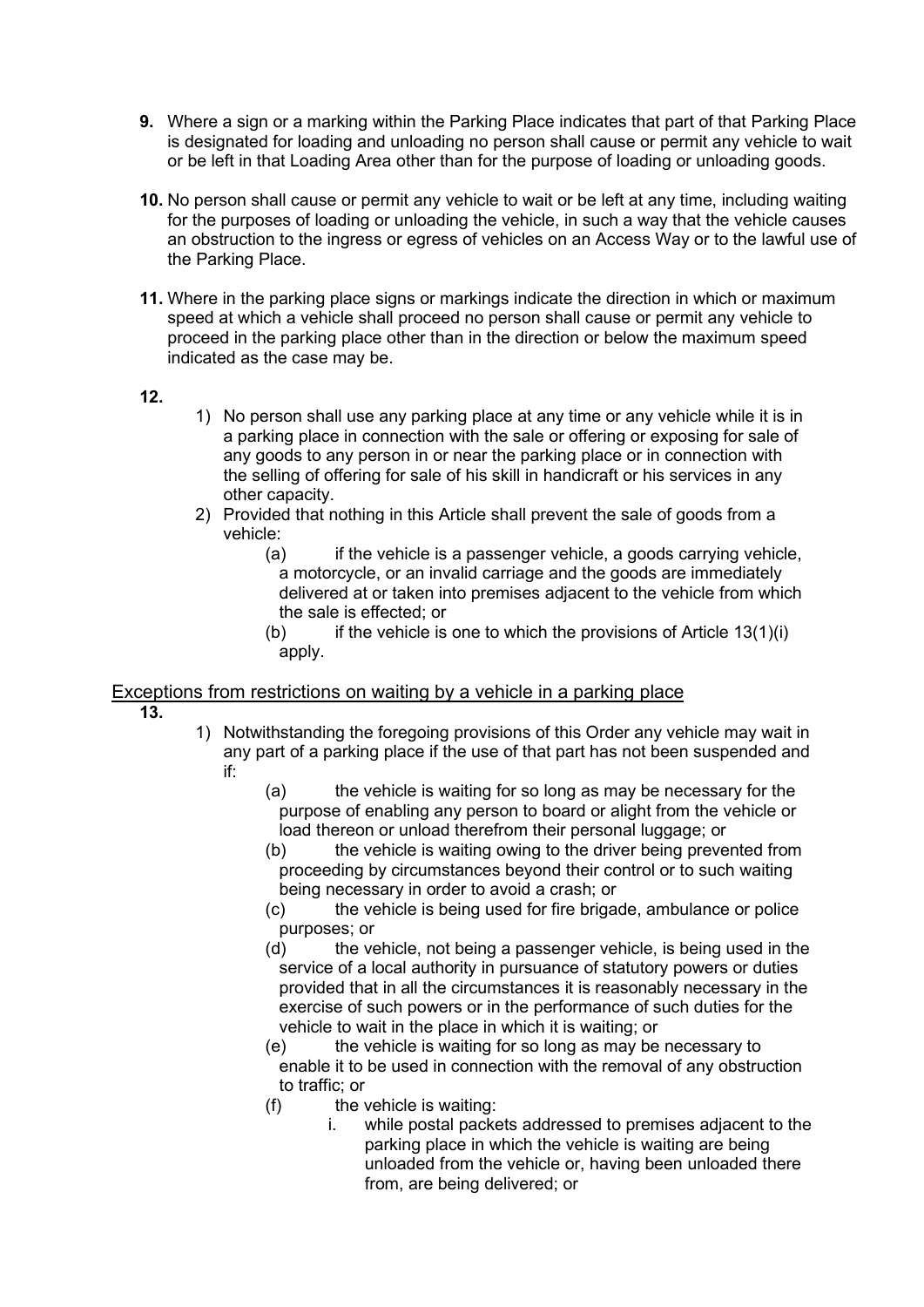**9.** Where a sign or a marking within the Parking Place indicates that part of that Parking Place is designated for loading and unloading no person shall cause or permit any vehicle to wait or be left in that Loading Area other than for the purpose of loading or unloading goods.

**10.** No person shall cause or permit any vehicle to wait or be left at any time, including waiting for the purposes of loading or unloading the vehicle, in such a way that the vehicle causes an obstruction to the ingress or egress of vehicles on an Access Way or to the lawful use of the Parking Place.

**11.** Where in the parking place signs or markings indicate the direction in which or maximum speed at which a vehicle shall proceed no person shall cause or permit any vehicle to proceed in the parking place other than in the direction or below the maximum speed indicated as the case may be.

**12.**

1) No person shall use any parking place at any time or any vehicle while it is in a parking place in connection with the sale or offering or exposing for sale of any goods to any person in or near the parking place or in connection with the selling of offering for sale of his skill in handicraft or his services in any other capacity.
2) Provided that nothing in this Article shall prevent the sale of goods from a vehicle:
   - (a) if the vehicle is a passenger vehicle, a goods carrying vehicle, a motorcycle, or an invalid carriage and the goods are immediately delivered at or taken into premises adjacent to the vehicle from which the sale is effected; or
   - (b) if the vehicle is one to which the provisions of Article 13(1)(i) apply.

## Exceptions from restrictions on waiting by a vehicle in a parking place

**13.**

1) Notwithstanding the foregoing provisions of this Order any vehicle may wait in any part of a parking place if the use of that part has not been suspended and if:
   - (a) the vehicle is waiting for so long as may be necessary for the purpose of enabling any person to board or alight from the vehicle or load thereon or unload therefrom their personal luggage; or
   - (b) the vehicle is waiting owing to the driver being prevented from proceeding by circumstances beyond their control or to such waiting being necessary in order to avoid a crash; or
   - (c) the vehicle is being used for fire brigade, ambulance or police purposes; or
   - (d) the vehicle, not being a passenger vehicle, is being used in the service of a local authority in pursuance of statutory powers or duties provided that in all the circumstances it is reasonably necessary in the exercise of such powers or in the performance of such duties for the vehicle to wait in the place in which it is waiting; or
   - (e) the vehicle is waiting for so long as may be necessary to enable it to be used in connection with the removal of any obstruction to traffic; or
   - (f) the vehicle is waiting:
     - i. while postal packets addressed to premises adjacent to the parking place in which the vehicle is waiting are being unloaded from the vehicle or, having been unloaded there from, are being delivered; or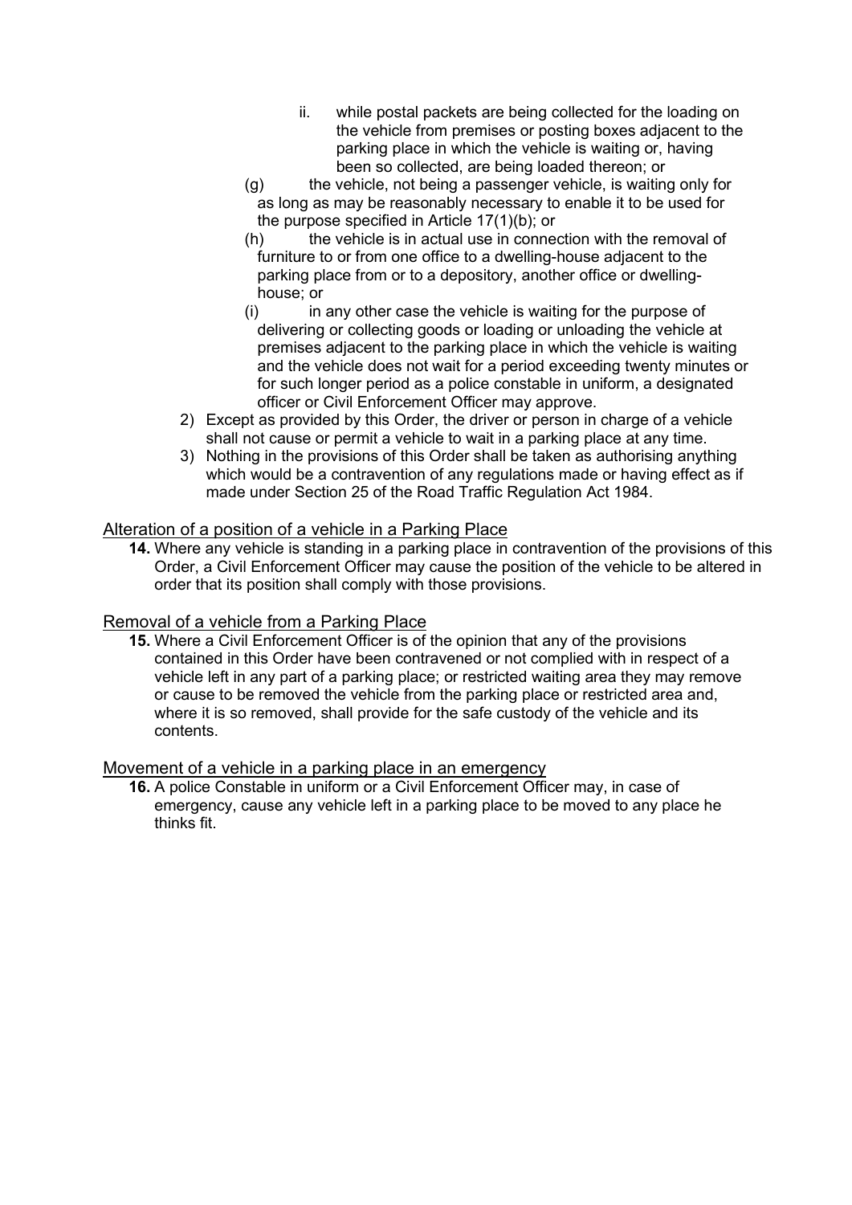ii. while postal packets are being collected for the loading on the vehicle from premises or posting boxes adjacent to the parking place in which the vehicle is waiting or, having been so collected, are being loaded thereon; or

(g) the vehicle, not being a passenger vehicle, is waiting only for as long as may be reasonably necessary to enable it to be used for the purpose specified in Article 17(1)(b); or

(h) the vehicle is in actual use in connection with the removal of furniture to or from one office to a dwelling-house adjacent to the parking place from or to a depository, another office or dwelling-house; or

(i) in any other case the vehicle is waiting for the purpose of delivering or collecting goods or loading or unloading the vehicle at premises adjacent to the parking place in which the vehicle is waiting and the vehicle does not wait for a period exceeding twenty minutes or for such longer period as a police constable in uniform, a designated officer or Civil Enforcement Officer may approve.

2) Except as provided by this Order, the driver or person in charge of a vehicle shall not cause or permit a vehicle to wait in a parking place at any time.

3) Nothing in the provisions of this Order shall be taken as authorising anything which would be a contravention of any regulations made or having effect as if made under Section 25 of the Road Traffic Regulation Act 1984.

## Alteration of a position of a vehicle in a Parking Place

**14.** Where any vehicle is standing in a parking place in contravention of the provisions of this Order, a Civil Enforcement Officer may cause the position of the vehicle to be altered in order that its position shall comply with those provisions.

## Removal of a vehicle from a Parking Place

**15.** Where a Civil Enforcement Officer is of the opinion that any of the provisions contained in this Order have been contravened or not complied with in respect of a vehicle left in any part of a parking place; or restricted waiting area they may remove or cause to be removed the vehicle from the parking place or restricted area and, where it is so removed, shall provide for the safe custody of the vehicle and its contents.

## Movement of a vehicle in a parking place in an emergency

**16.** A police Constable in uniform or a Civil Enforcement Officer may, in case of emergency, cause any vehicle left in a parking place to be moved to any place he thinks fit.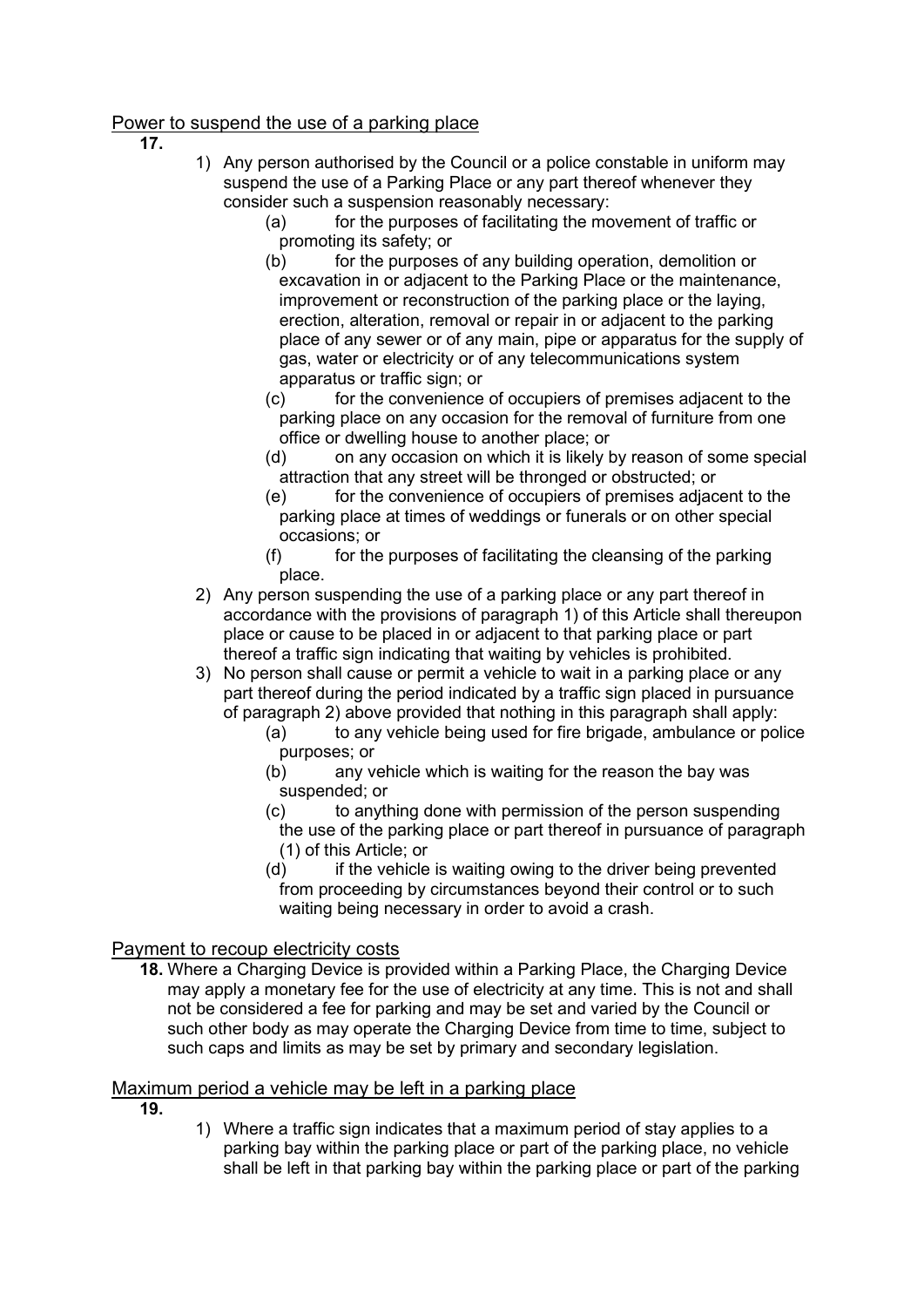## Power to suspend the use of a parking place

**17.**

1) Any person authorised by the Council or a police constable in uniform may suspend the use of a Parking Place or any part thereof whenever they consider such a suspension reasonably necessary:
   - (a) for the purposes of facilitating the movement of traffic or promoting its safety; or
   - (b) for the purposes of any building operation, demolition or excavation in or adjacent to the Parking Place or the maintenance, improvement or reconstruction of the parking place or the laying, erection, alteration, removal or repair in or adjacent to the parking place of any sewer or of any main, pipe or apparatus for the supply of gas, water or electricity or of any telecommunications system apparatus or traffic sign; or
   - (c) for the convenience of occupiers of premises adjacent to the parking place on any occasion for the removal of furniture from one office or dwelling house to another place; or
   - (d) on any occasion on which it is likely by reason of some special attraction that any street will be thronged or obstructed; or
   - (e) for the convenience of occupiers of premises adjacent to the parking place at times of weddings or funerals or on other special occasions; or
   - (f) for the purposes of facilitating the cleansing of the parking place.
2) Any person suspending the use of a parking place or any part thereof in accordance with the provisions of paragraph 1) of this Article shall thereupon place or cause to be placed in or adjacent to that parking place or part thereof a traffic sign indicating that waiting by vehicles is prohibited.
3) No person shall cause or permit a vehicle to wait in a parking place or any part thereof during the period indicated by a traffic sign placed in pursuance of paragraph 2) above provided that nothing in this paragraph shall apply:
   - (a) to any vehicle being used for fire brigade, ambulance or police purposes; or
   - (b) any vehicle which is waiting for the reason the bay was suspended; or
   - (c) to anything done with permission of the person suspending the use of the parking place or part thereof in pursuance of paragraph (1) of this Article; or
   - (d) if the vehicle is waiting owing to the driver being prevented from proceeding by circumstances beyond their control or to such waiting being necessary in order to avoid a crash.

## Payment to recoup electricity costs

**18.** Where a Charging Device is provided within a Parking Place, the Charging Device may apply a monetary fee for the use of electricity at any time. This is not and shall not be considered a fee for parking and may be set and varied by the Council or such other body as may operate the Charging Device from time to time, subject to such caps and limits as may be set by primary and secondary legislation.

## Maximum period a vehicle may be left in a parking place

**19.**

1) Where a traffic sign indicates that a maximum period of stay applies to a parking bay within the parking place or part of the parking place, no vehicle shall be left in that parking bay within the parking place or part of the parking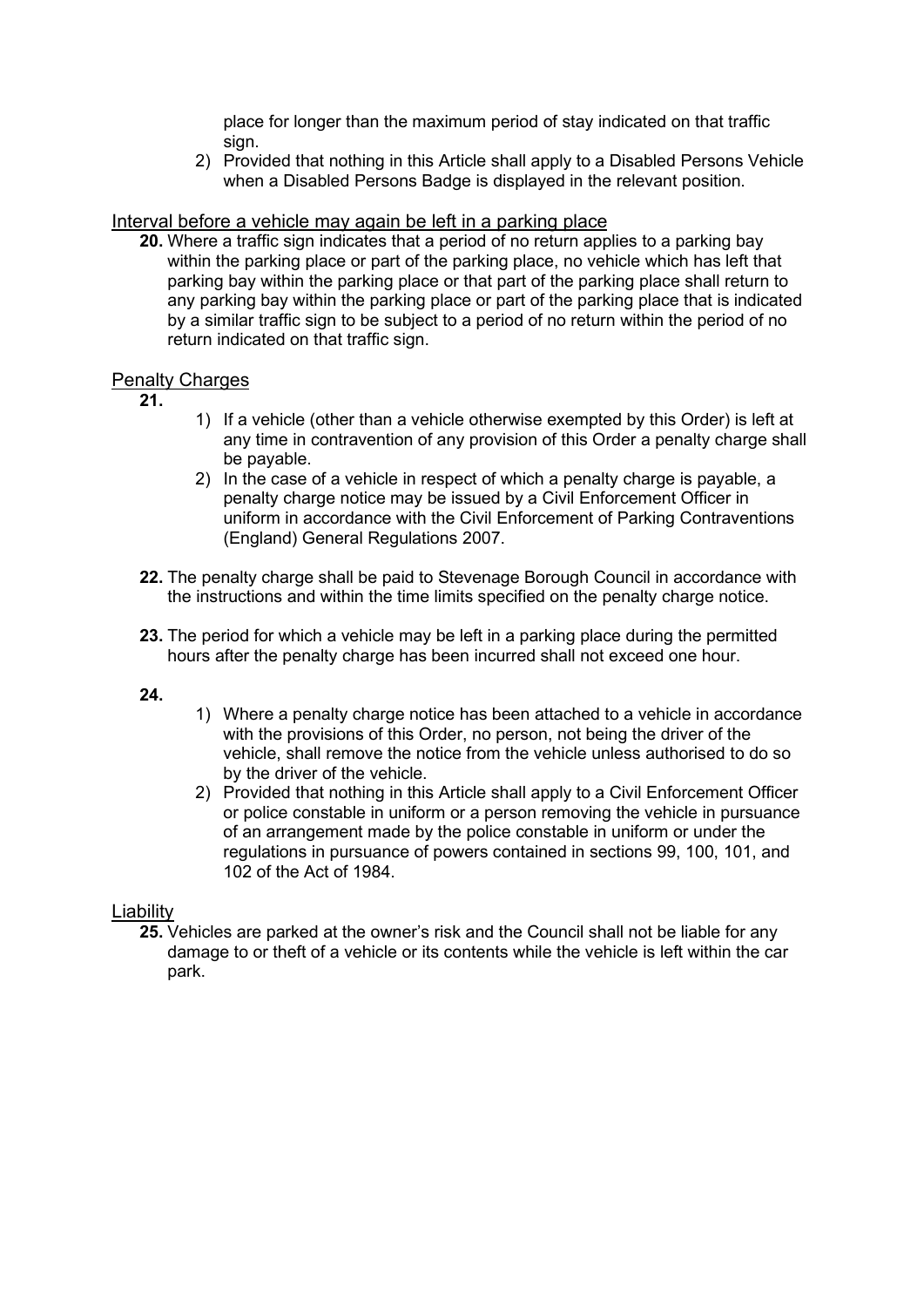place for longer than the maximum period of stay indicated on that traffic sign.

2) Provided that nothing in this Article shall apply to a Disabled Persons Vehicle when a Disabled Persons Badge is displayed in the relevant position.

## Interval before a vehicle may again be left in a parking place

**20.** Where a traffic sign indicates that a period of no return applies to a parking bay within the parking place or part of the parking place, no vehicle which has left that parking bay within the parking place or that part of the parking place shall return to any parking bay within the parking place or part of the parking place that is indicated by a similar traffic sign to be subject to a period of no return within the period of no return indicated on that traffic sign.

## Penalty Charges

**21.**

1) If a vehicle (other than a vehicle otherwise exempted by this Order) is left at any time in contravention of any provision of this Order a penalty charge shall be payable.
2) In the case of a vehicle in respect of which a penalty charge is payable, a penalty charge notice may be issued by a Civil Enforcement Officer in uniform in accordance with the Civil Enforcement of Parking Contraventions (England) General Regulations 2007.

**22.** The penalty charge shall be paid to Stevenage Borough Council in accordance with the instructions and within the time limits specified on the penalty charge notice.

**23.** The period for which a vehicle may be left in a parking place during the permitted hours after the penalty charge has been incurred shall not exceed one hour.

**24.**

1) Where a penalty charge notice has been attached to a vehicle in accordance with the provisions of this Order, no person, not being the driver of the vehicle, shall remove the notice from the vehicle unless authorised to do so by the driver of the vehicle.
2) Provided that nothing in this Article shall apply to a Civil Enforcement Officer or police constable in uniform or a person removing the vehicle in pursuance of an arrangement made by the police constable in uniform or under the regulations in pursuance of powers contained in sections 99, 100, 101, and 102 of the Act of 1984.

## Liability

**25.** Vehicles are parked at the owner's risk and the Council shall not be liable for any damage to or theft of a vehicle or its contents while the vehicle is left within the car park.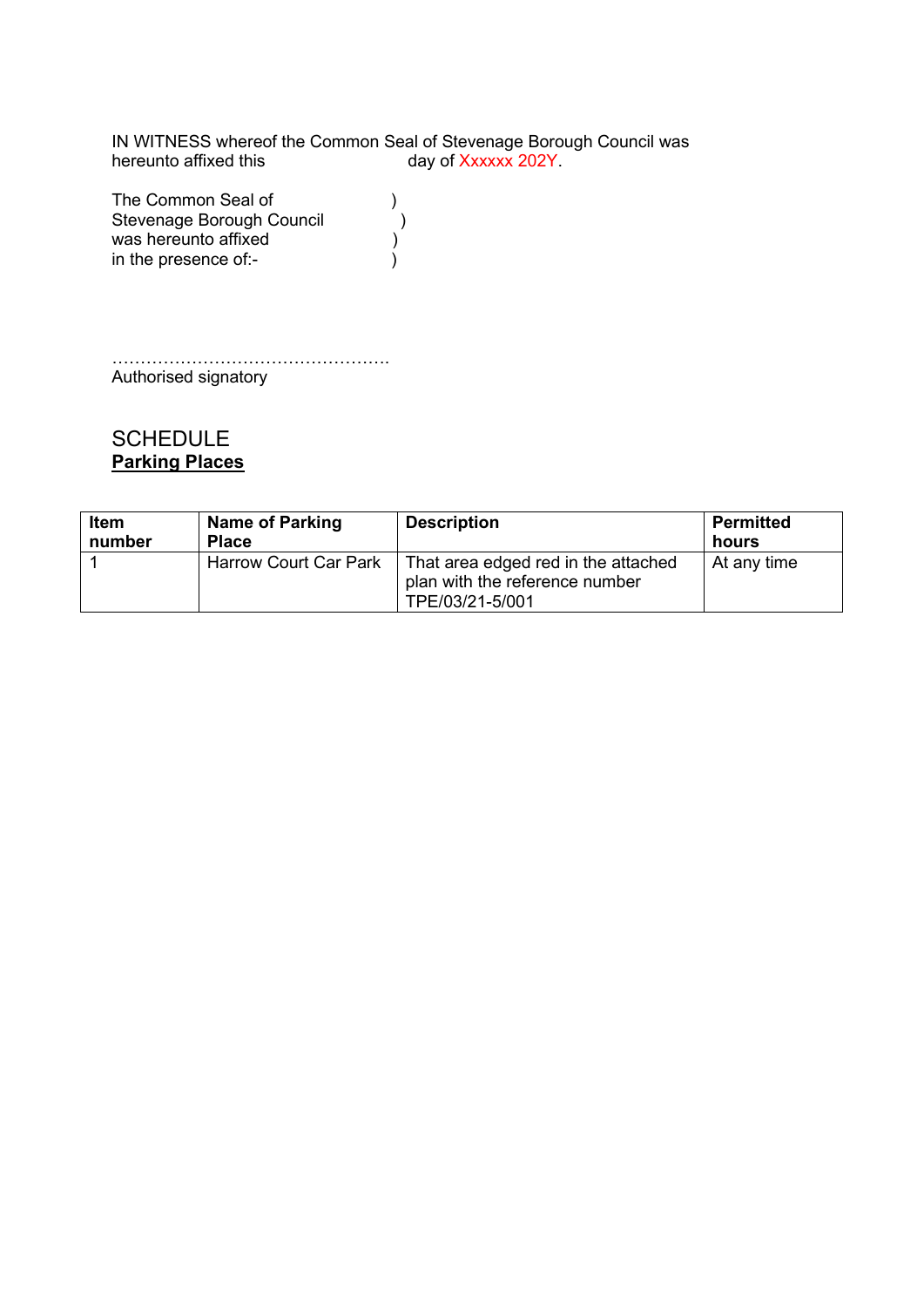IN WITNESS whereof the Common Seal of Stevenage Borough Council was hereunto affixed this day of Xxxxxx 202Y.

The Common Seal of )
Stevenage Borough Council )
was hereunto affixed )
in the presence of:- )

………………………………………….
Authorised signatory

## SCHEDULE

**Parking Places**

| Item number | Name of Parking Place | Description | Permitted hours |
|---|---|---|---|
| 1 | Harrow Court Car Park | That area edged red in the attached plan with the reference number TPE/03/21-5/001 | At any time |